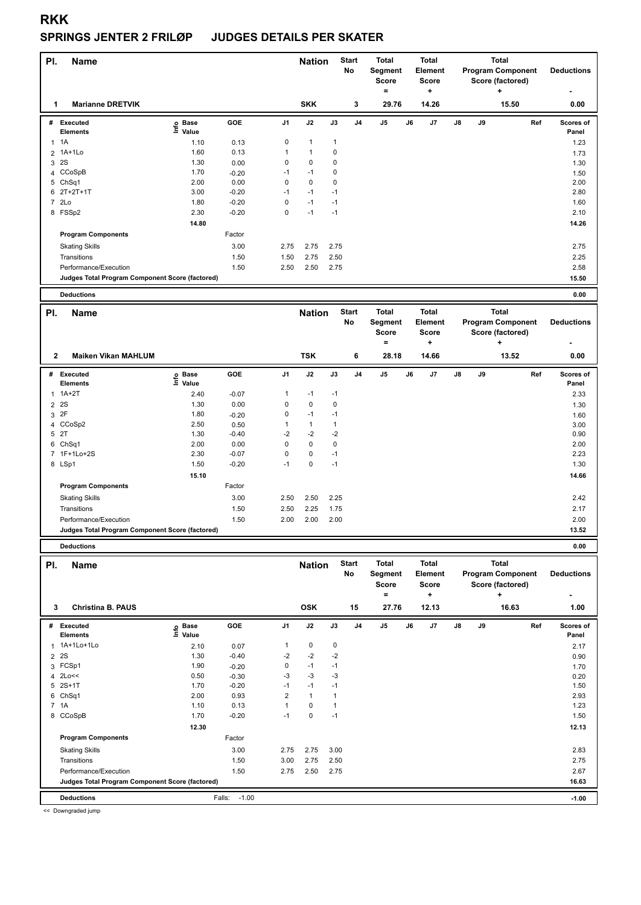# RKK

## SPRINGS JENTER 2 FRILØP JUDGES DETAILS PER SKATER

| Pl. | Name | Nation | Start No | Total Segment Score = | Total Element Score + | Total Program Component Score (factored) + | Deductions - |
|---|---|---|---|---|---|---|---|
| 1 | Marianne DRETVIK | SKK | 3 | 29.76 | 14.26 | 15.50 | 0.00 |

| # | Executed Elements | Info | Base Value | GOE | J1 | J2 | J3 | J4 | J5 | J6 | J7 | J8 | J9 | Ref | Scores of Panel |
|---|---|---|---|---|---|---|---|---|---|---|---|---|---|---|---|
| 1 | 1A | | 1.10 | 0.13 | 0 | 1 | 1 | | | | | | | | 1.23 |
| 2 | 1A+1Lo | | 1.60 | 0.13 | 1 | 1 | 0 | | | | | | | | 1.73 |
| 3 | 2S | | 1.30 | 0.00 | 0 | 0 | 0 | | | | | | | | 1.30 |
| 4 | CCoSpB | | 1.70 | -0.20 | -1 | -1 | 0 | | | | | | | | 1.50 |
| 5 | ChSq1 | | 2.00 | 0.00 | 0 | 0 | 0 | | | | | | | | 2.00 |
| 6 | 2T+2T+1T | | 3.00 | -0.20 | -1 | -1 | -1 | | | | | | | | 2.80 |
| 7 | 2Lo | | 1.80 | -0.20 | 0 | -1 | -1 | | | | | | | | 1.60 |
| 8 | FSSp2 | | 2.30 | -0.20 | 0 | -1 | -1 | | | | | | | | 2.10 |
| | | | 14.80 | | | | | | | | | | | | 14.26 |

| Program Components | Factor | J1 | J2 | J3 | Scores of Panel |
|---|---|---|---|---|---|
| Skating Skills | 3.00 | 2.75 | 2.75 | 2.75 | 2.75 |
| Transitions | 1.50 | 1.50 | 2.75 | 2.50 | 2.25 |
| Performance/Execution | 1.50 | 2.50 | 2.50 | 2.75 | 2.58 |
| Judges Total Program Component Score (factored) | | | | | 15.50 |
| Deductions | | | | | 0.00 |

| Pl. | Name | Nation | Start No | Total Segment Score = | Total Element Score + | Total Program Component Score (factored) + | Deductions - |
|---|---|---|---|---|---|---|---|
| 2 | Maiken Vikan MAHLUM | TSK | 6 | 28.18 | 14.66 | 13.52 | 0.00 |

| # | Executed Elements | Info | Base Value | GOE | J1 | J2 | J3 | J4 | J5 | J6 | J7 | J8 | J9 | Ref | Scores of Panel |
|---|---|---|---|---|---|---|---|---|---|---|---|---|---|---|---|
| 1 | 1A+2T | | 2.40 | -0.07 | 1 | -1 | -1 | | | | | | | | 2.33 |
| 2 | 2S | | 1.30 | 0.00 | 0 | 0 | 0 | | | | | | | | 1.30 |
| 3 | 2F | | 1.80 | -0.20 | 0 | -1 | -1 | | | | | | | | 1.60 |
| 4 | CCoSp2 | | 2.50 | 0.50 | 1 | 1 | 1 | | | | | | | | 3.00 |
| 5 | 2T | | 1.30 | -0.40 | -2 | -2 | -2 | | | | | | | | 0.90 |
| 6 | ChSq1 | | 2.00 | 0.00 | 0 | 0 | 0 | | | | | | | | 2.00 |
| 7 | 1F+1Lo+2S | | 2.30 | -0.07 | 0 | 0 | -1 | | | | | | | | 2.23 |
| 8 | LSp1 | | 1.50 | -0.20 | -1 | 0 | -1 | | | | | | | | 1.30 |
| | | | 15.10 | | | | | | | | | | | | 14.66 |

| Program Components | Factor | J1 | J2 | J3 | Scores of Panel |
|---|---|---|---|---|---|
| Skating Skills | 3.00 | 2.50 | 2.50 | 2.25 | 2.42 |
| Transitions | 1.50 | 2.50 | 2.25 | 1.75 | 2.17 |
| Performance/Execution | 1.50 | 2.00 | 2.00 | 2.00 | 2.00 |
| Judges Total Program Component Score (factored) | | | | | 13.52 |
| Deductions | | | | | 0.00 |

| Pl. | Name | Nation | Start No | Total Segment Score = | Total Element Score + | Total Program Component Score (factored) + | Deductions - |
|---|---|---|---|---|---|---|---|
| 3 | Christina B. PAUS | OSK | 15 | 27.76 | 12.13 | 16.63 | 1.00 |

| # | Executed Elements | Info | Base Value | GOE | J1 | J2 | J3 | J4 | J5 | J6 | J7 | J8 | J9 | Ref | Scores of Panel |
|---|---|---|---|---|---|---|---|---|---|---|---|---|---|---|---|
| 1 | 1A+1Lo+1Lo | | 2.10 | 0.07 | 1 | 0 | 0 | | | | | | | | 2.17 |
| 2 | 2S | | 1.30 | -0.40 | -2 | -2 | -2 | | | | | | | | 0.90 |
| 3 | FCSp1 | | 1.90 | -0.20 | 0 | -1 | -1 | | | | | | | | 1.70 |
| 4 | 2Lo<< | | 0.50 | -0.30 | -3 | -3 | -3 | | | | | | | | 0.20 |
| 5 | 2S+1T | | 1.70 | -0.20 | -1 | -1 | -1 | | | | | | | | 1.50 |
| 6 | ChSq1 | | 2.00 | 0.93 | 2 | 1 | 1 | | | | | | | | 2.93 |
| 7 | 1A | | 1.10 | 0.13 | 1 | 0 | 1 | | | | | | | | 1.23 |
| 8 | CCoSpB | | 1.70 | -0.20 | -1 | 0 | -1 | | | | | | | | 1.50 |
| | | | 12.30 | | | | | | | | | | | | 12.13 |

| Program Components | Factor | J1 | J2 | J3 | Scores of Panel |
|---|---|---|---|---|---|
| Skating Skills | 3.00 | 2.75 | 2.75 | 3.00 | 2.83 |
| Transitions | 1.50 | 3.00 | 2.75 | 2.50 | 2.75 |
| Performance/Execution | 1.50 | 2.75 | 2.50 | 2.75 | 2.67 |
| Judges Total Program Component Score (factored) | | | | | 16.63 |
| Deductions | Falls: -1.00 | | | | -1.00 |

<< Downgraded jump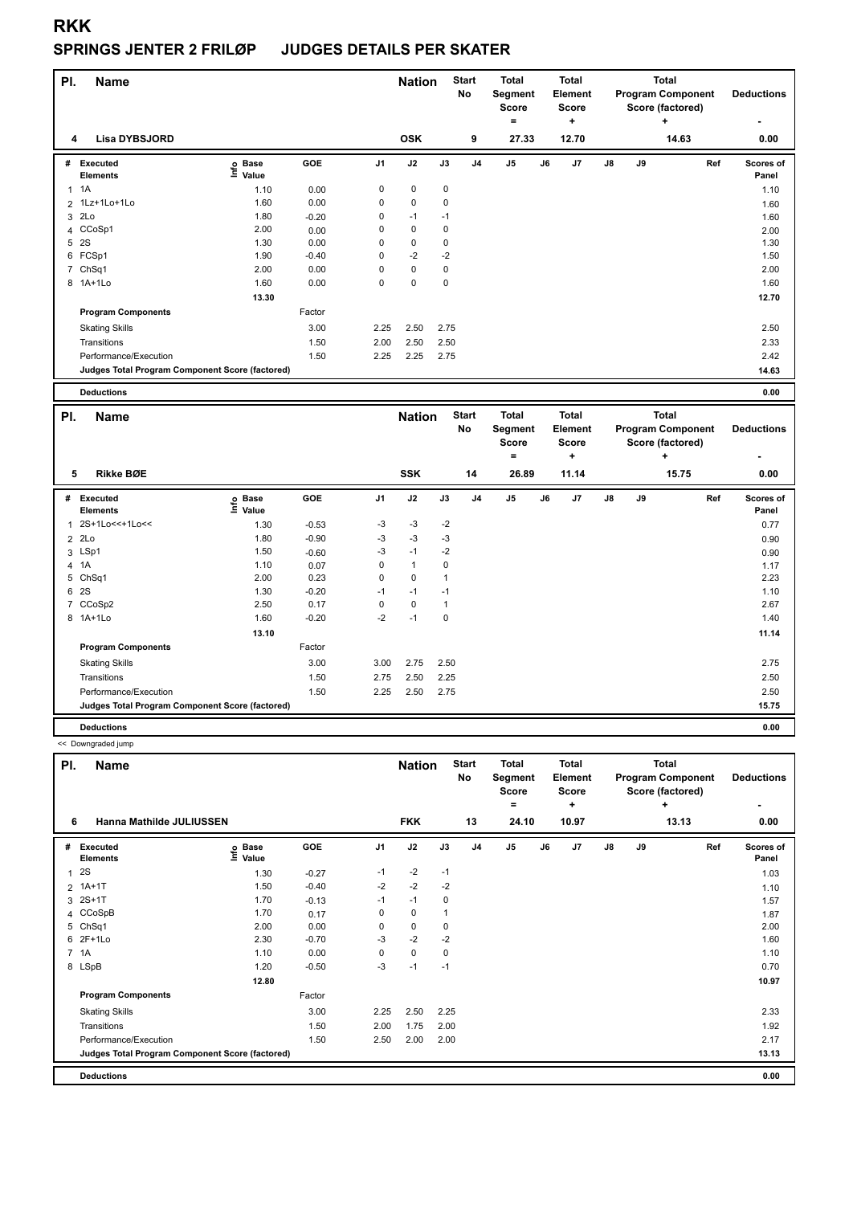# RKK

## SPRINGS JENTER 2 FRILØP JUDGES DETAILS PER SKATER

| Pl. | Name | Nation | Start No | Total Segment Score = | Total Element Score + | Total Program Component Score (factored) + | Deductions - |
|---|---|---|---|---|---|---|---|
| 4 | Lisa DYBSJORD | OSK | 9 | 27.33 | 12.70 | 14.63 | 0.00 |

| # | Executed Elements | Info | Base Value | GOE | J1 | J2 | J3 | J4 | J5 | J6 | J7 | J8 | J9 | Ref | Scores of Panel |
|---|---|---|---|---|---|---|---|---|---|---|---|---|---|---|---|
| 1 | 1A | | 1.10 | 0.00 | 0 | 0 | 0 | | | | | | | | 1.10 |
| 2 | 1Lz+1Lo+1Lo | | 1.60 | 0.00 | 0 | 0 | 0 | | | | | | | | 1.60 |
| 3 | 2Lo | | 1.80 | -0.20 | 0 | -1 | -1 | | | | | | | | 1.60 |
| 4 | CCoSp1 | | 2.00 | 0.00 | 0 | 0 | 0 | | | | | | | | 2.00 |
| 5 | 2S | | 1.30 | 0.00 | 0 | 0 | 0 | | | | | | | | 1.30 |
| 6 | FCSp1 | | 1.90 | -0.40 | 0 | -2 | -2 | | | | | | | | 1.50 |
| 7 | ChSq1 | | 2.00 | 0.00 | 0 | 0 | 0 | | | | | | | | 2.00 |
| 8 | 1A+1Lo | | 1.60 | 0.00 | 0 | 0 | 0 | | | | | | | | 1.60 |
| | | | 13.30 | | | | | | | | | | | | 12.70 |

| Program Components | Factor | J1 | J2 | J3 | J4 | J5 | J6 | J7 | J8 | J9 | Scores of Panel |
|---|---|---|---|---|---|---|---|---|---|---|---|
| Skating Skills | 3.00 | 2.25 | 2.50 | 2.75 | | | | | | | 2.50 |
| Transitions | 1.50 | 2.00 | 2.50 | 2.50 | | | | | | | 2.33 |
| Performance/Execution | 1.50 | 2.25 | 2.25 | 2.75 | | | | | | | 2.42 |
| Judges Total Program Component Score (factored) | | | | | | | | | | | 14.63 |

**Deductions** 0.00

| Pl. | Name | Nation | Start No | Total Segment Score = | Total Element Score + | Total Program Component Score (factored) + | Deductions - |
|---|---|---|---|---|---|---|---|
| 5 | Rikke BØE | SSK | 14 | 26.89 | 11.14 | 15.75 | 0.00 |

| # | Executed Elements | Info | Base Value | GOE | J1 | J2 | J3 | J4 | J5 | J6 | J7 | J8 | J9 | Ref | Scores of Panel |
|---|---|---|---|---|---|---|---|---|---|---|---|---|---|---|---|
| 1 | 2S+1Lo<<+1Lo<< | | 1.30 | -0.53 | -3 | -3 | -2 | | | | | | | | 0.77 |
| 2 | 2Lo | | 1.80 | -0.90 | -3 | -3 | -3 | | | | | | | | 0.90 |
| 3 | LSp1 | | 1.50 | -0.60 | -3 | -1 | -2 | | | | | | | | 0.90 |
| 4 | 1A | | 1.10 | 0.07 | 0 | 1 | 0 | | | | | | | | 1.17 |
| 5 | ChSq1 | | 2.00 | 0.23 | 0 | 0 | 1 | | | | | | | | 2.23 |
| 6 | 2S | | 1.30 | -0.20 | -1 | -1 | -1 | | | | | | | | 1.10 |
| 7 | CCoSp2 | | 2.50 | 0.17 | 0 | 0 | 1 | | | | | | | | 2.67 |
| 8 | 1A+1Lo | | 1.60 | -0.20 | -2 | -1 | 0 | | | | | | | | 1.40 |
| | | | 13.10 | | | | | | | | | | | | 11.14 |

| Program Components | Factor | J1 | J2 | J3 | J4 | J5 | J6 | J7 | J8 | J9 | Scores of Panel |
|---|---|---|---|---|---|---|---|---|---|---|---|
| Skating Skills | 3.00 | 3.00 | 2.75 | 2.50 | | | | | | | 2.75 |
| Transitions | 1.50 | 2.75 | 2.50 | 2.25 | | | | | | | 2.50 |
| Performance/Execution | 1.50 | 2.25 | 2.50 | 2.75 | | | | | | | 2.50 |
| Judges Total Program Component Score (factored) | | | | | | | | | | | 15.75 |

**Deductions** 0.00

<< Downgraded jump

| Pl. | Name | Nation | Start No | Total Segment Score = | Total Element Score + | Total Program Component Score (factored) + | Deductions - |
|---|---|---|---|---|---|---|---|
| 6 | Hanna Mathilde JULIUSSEN | FKK | 13 | 24.10 | 10.97 | 13.13 | 0.00 |

| # | Executed Elements | Info | Base Value | GOE | J1 | J2 | J3 | J4 | J5 | J6 | J7 | J8 | J9 | Ref | Scores of Panel |
|---|---|---|---|---|---|---|---|---|---|---|---|---|---|---|---|
| 1 | 2S | | 1.30 | -0.27 | -1 | -2 | -1 | | | | | | | | 1.03 |
| 2 | 1A+1T | | 1.50 | -0.40 | -2 | -2 | -2 | | | | | | | | 1.10 |
| 3 | 2S+1T | | 1.70 | -0.13 | -1 | -1 | 0 | | | | | | | | 1.57 |
| 4 | CCoSpB | | 1.70 | 0.17 | 0 | 0 | 1 | | | | | | | | 1.87 |
| 5 | ChSq1 | | 2.00 | 0.00 | 0 | 0 | 0 | | | | | | | | 2.00 |
| 6 | 2F+1Lo | | 2.30 | -0.70 | -3 | -2 | -2 | | | | | | | | 1.60 |
| 7 | 1A | | 1.10 | 0.00 | 0 | 0 | 0 | | | | | | | | 1.10 |
| 8 | LSpB | | 1.20 | -0.50 | -3 | -1 | -1 | | | | | | | | 0.70 |
| | | | 12.80 | | | | | | | | | | | | 10.97 |

| Program Components | Factor | J1 | J2 | J3 | J4 | J5 | J6 | J7 | J8 | J9 | Scores of Panel |
|---|---|---|---|---|---|---|---|---|---|---|---|
| Skating Skills | 3.00 | 2.25 | 2.50 | 2.25 | | | | | | | 2.33 |
| Transitions | 1.50 | 2.00 | 1.75 | 2.00 | | | | | | | 1.92 |
| Performance/Execution | 1.50 | 2.50 | 2.00 | 2.00 | | | | | | | 2.17 |
| Judges Total Program Component Score (factored) | | | | | | | | | | | 13.13 |

**Deductions** 0.00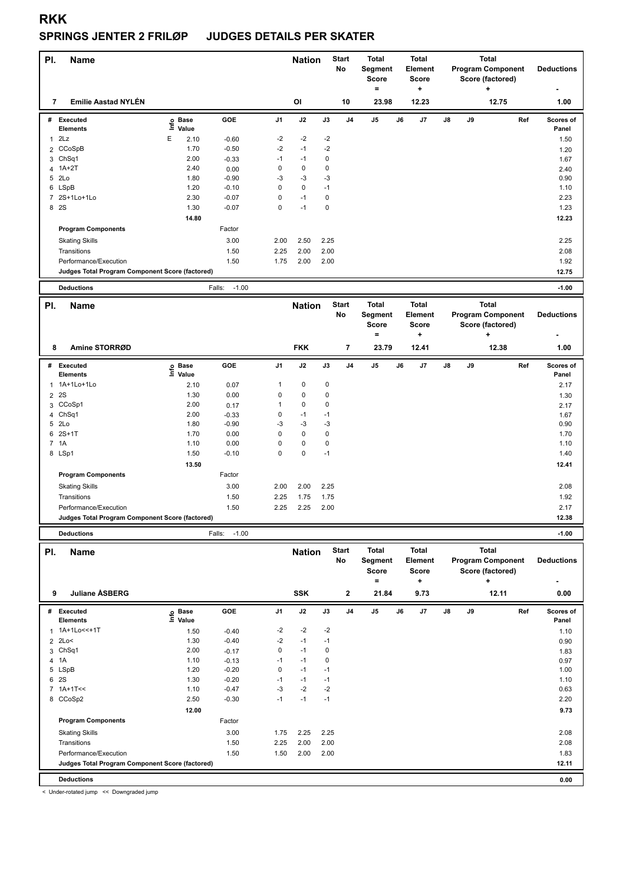# RKK

## SPRINGS JENTER 2 FRILØP JUDGES DETAILS PER SKATER

| Pl. | Name | Nation | Start No | Total Segment Score = | Total Element Score + | Total Program Component Score (factored) + | Deductions - |
|---|---|---|---|---|---|---|---|
| 7 | Emilie Aastad NYLÉN | OI | 10 | 23.98 | 12.23 | 12.75 | 1.00 |

| # | Executed Elements | Info | Base Value | GOE | J1 | J2 | J3 | J4 | J5 | J6 | J7 | J8 | J9 | Ref | Scores of Panel |
|---|---|---|---|---|---|---|---|---|---|---|---|---|---|---|---|
| 1 | 2Lz | E | 2.10 | -0.60 | -2 | -2 | -2 | | | | | | | | 1.50 |
| 2 | CCoSpB | | 1.70 | -0.50 | -2 | -1 | -2 | | | | | | | | 1.20 |
| 3 | ChSq1 | | 2.00 | -0.33 | -1 | -1 | 0 | | | | | | | | 1.67 |
| 4 | 1A+2T | | 2.40 | 0.00 | 0 | 0 | 0 | | | | | | | | 2.40 |
| 5 | 2Lo | | 1.80 | -0.90 | -3 | -3 | -3 | | | | | | | | 0.90 |
| 6 | LSpB | | 1.20 | -0.10 | 0 | 0 | -1 | | | | | | | | 1.10 |
| 7 | 2S+1Lo+1Lo | | 2.30 | -0.07 | 0 | -1 | 0 | | | | | | | | 2.23 |
| 8 | 2S | | 1.30 | -0.07 | 0 | -1 | 0 | | | | | | | | 1.23 |
| | | | 14.80 | | | | | | | | | | | | 12.23 |
| | **Program Components** | | | Factor | | | | | | | | | | | |
| | Skating Skills | | | 3.00 | 2.00 | 2.50 | 2.25 | | | | | | | | 2.25 |
| | Transitions | | | 1.50 | 2.25 | 2.00 | 2.00 | | | | | | | | 2.08 |
| | Performance/Execution | | | 1.50 | 1.75 | 2.00 | 2.00 | | | | | | | | 1.92 |
| | **Judges Total Program Component Score (factored)** | | | | | | | | | | | | | | 12.75 |
| | **Deductions** | | | Falls: -1.00 | | | | | | | | | | | -1.00 |

| Pl. | Name | Nation | Start No | Total Segment Score = | Total Element Score + | Total Program Component Score (factored) + | Deductions - |
|---|---|---|---|---|---|---|---|
| 8 | Amine STORRØD | FKK | 7 | 23.79 | 12.41 | 12.38 | 1.00 |

| # | Executed Elements | Info | Base Value | GOE | J1 | J2 | J3 | J4 | J5 | J6 | J7 | J8 | J9 | Ref | Scores of Panel |
|---|---|---|---|---|---|---|---|---|---|---|---|---|---|---|---|
| 1 | 1A+1Lo+1Lo | | 2.10 | 0.07 | 1 | 0 | 0 | | | | | | | | 2.17 |
| 2 | 2S | | 1.30 | 0.00 | 0 | 0 | 0 | | | | | | | | 1.30 |
| 3 | CCoSp1 | | 2.00 | 0.17 | 1 | 0 | 0 | | | | | | | | 2.17 |
| 4 | ChSq1 | | 2.00 | -0.33 | 0 | -1 | -1 | | | | | | | | 1.67 |
| 5 | 2Lo | | 1.80 | -0.90 | -3 | -3 | -3 | | | | | | | | 0.90 |
| 6 | 2S+1T | | 1.70 | 0.00 | 0 | 0 | 0 | | | | | | | | 1.70 |
| 7 | 1A | | 1.10 | 0.00 | 0 | 0 | 0 | | | | | | | | 1.10 |
| 8 | LSp1 | | 1.50 | -0.10 | 0 | 0 | -1 | | | | | | | | 1.40 |
| | | | 13.50 | | | | | | | | | | | | 12.41 |
| | **Program Components** | | | Factor | | | | | | | | | | | |
| | Skating Skills | | | 3.00 | 2.00 | 2.00 | 2.25 | | | | | | | | 2.08 |
| | Transitions | | | 1.50 | 2.25 | 1.75 | 1.75 | | | | | | | | 1.92 |
| | Performance/Execution | | | 1.50 | 2.25 | 2.25 | 2.00 | | | | | | | | 2.17 |
| | **Judges Total Program Component Score (factored)** | | | | | | | | | | | | | | 12.38 |
| | **Deductions** | | | Falls: -1.00 | | | | | | | | | | | -1.00 |

| Pl. | Name | Nation | Start No | Total Segment Score = | Total Element Score + | Total Program Component Score (factored) + | Deductions - |
|---|---|---|---|---|---|---|---|
| 9 | Juliane ÅSBERG | SSK | 2 | 21.84 | 9.73 | 12.11 | 0.00 |

| # | Executed Elements | Info | Base Value | GOE | J1 | J2 | J3 | J4 | J5 | J6 | J7 | J8 | J9 | Ref | Scores of Panel |
|---|---|---|---|---|---|---|---|---|---|---|---|---|---|---|---|
| 1 | 1A+1Lo<<+1T | | 1.50 | -0.40 | -2 | -2 | -2 | | | | | | | | 1.10 |
| 2 | 2Lo< | | 1.30 | -0.40 | -2 | -1 | -1 | | | | | | | | 0.90 |
| 3 | ChSq1 | | 2.00 | -0.17 | 0 | -1 | 0 | | | | | | | | 1.83 |
| 4 | 1A | | 1.10 | -0.13 | -1 | -1 | 0 | | | | | | | | 0.97 |
| 5 | LSpB | | 1.20 | -0.20 | 0 | -1 | -1 | | | | | | | | 1.00 |
| 6 | 2S | | 1.30 | -0.20 | -1 | -1 | -1 | | | | | | | | 1.10 |
| 7 | 1A+1T<< | | 1.10 | -0.47 | -3 | -2 | -2 | | | | | | | | 0.63 |
| 8 | CCoSp2 | | 2.50 | -0.30 | -1 | -1 | -1 | | | | | | | | 2.20 |
| | | | 12.00 | | | | | | | | | | | | 9.73 |
| | **Program Components** | | | Factor | | | | | | | | | | | |
| | Skating Skills | | | 3.00 | 1.75 | 2.25 | 2.25 | | | | | | | | 2.08 |
| | Transitions | | | 1.50 | 2.25 | 2.00 | 2.00 | | | | | | | | 2.08 |
| | Performance/Execution | | | 1.50 | 1.50 | 2.00 | 2.00 | | | | | | | | 1.83 |
| | **Judges Total Program Component Score (factored)** | | | | | | | | | | | | | | 12.11 |
| | **Deductions** | | | | | | | | | | | | | | 0.00 |

< Under-rotated jump << Downgraded jump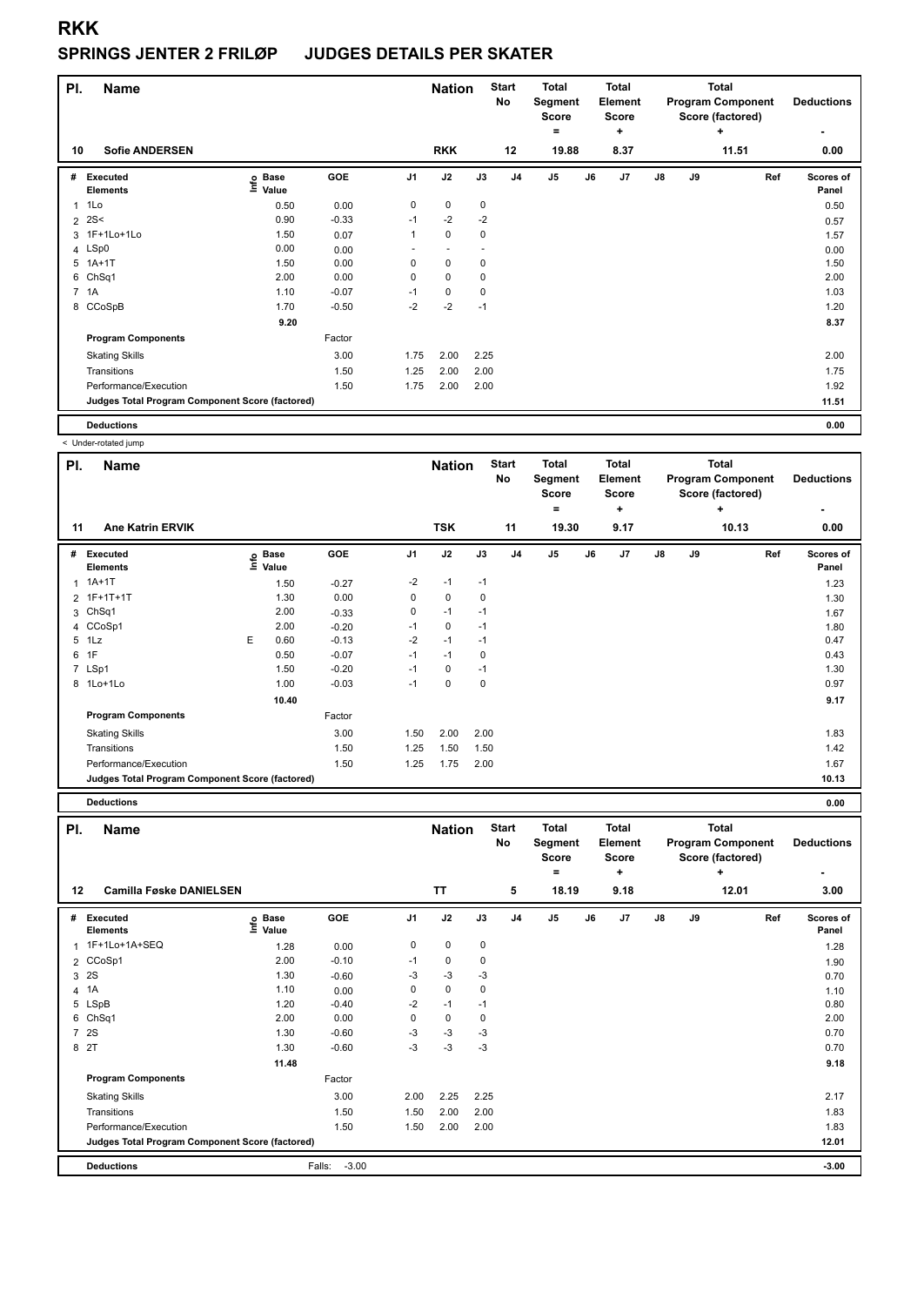# RKK

## SPRINGS JENTER 2 FRILØP JUDGES DETAILS PER SKATER

| Pl. | Name | Nation | Start No | Total Segment Score = | Total Element Score + | Total Program Component Score (factored) + | Deductions - |
|---|---|---|---|---|---|---|---|
| 10 | Sofie ANDERSEN | RKK | 12 | 19.88 | 8.37 | 11.51 | 0.00 |

| # | Executed Elements | Info | Base Value | GOE | J1 | J2 | J3 | J4 | J5 | J6 | J7 | J8 | J9 | Ref | Scores of Panel |
|---|---|---|---|---|---|---|---|---|---|---|---|---|---|---|---|
| 1 | 1Lo | | 0.50 | 0.00 | 0 | 0 | 0 | | | | | | | | 0.50 |
| 2 | 2S< | | 0.90 | -0.33 | -1 | -2 | -2 | | | | | | | | 0.57 |
| 3 | 1F+1Lo+1Lo | | 1.50 | 0.07 | 1 | 0 | 0 | | | | | | | | 1.57 |
| 4 | LSp0 | | 0.00 | 0.00 | - | - | - | | | | | | | | 0.00 |
| 5 | 1A+1T | | 1.50 | 0.00 | 0 | 0 | 0 | | | | | | | | 1.50 |
| 6 | ChSq1 | | 2.00 | 0.00 | 0 | 0 | 0 | | | | | | | | 2.00 |
| 7 | 1A | | 1.10 | -0.07 | -1 | 0 | 0 | | | | | | | | 1.03 |
| 8 | CCoSpB | | 1.70 | -0.50 | -2 | -2 | -1 | | | | | | | | 1.20 |
| | | | 9.20 | | | | | | | | | | | | 8.37 |
| | **Program Components** | | | Factor | | | | | | | | | | | |
| | Skating Skills | | | 3.00 | 1.75 | 2.00 | 2.25 | | | | | | | | 2.00 |
| | Transitions | | | 1.50 | 1.25 | 2.00 | 2.00 | | | | | | | | 1.75 |
| | Performance/Execution | | | 1.50 | 1.75 | 2.00 | 2.00 | | | | | | | | 1.92 |
| | **Judges Total Program Component Score (factored)** | | | | | | | | | | | | | | 11.51 |
| | **Deductions** | | | | | | | | | | | | | | 0.00 |

< Under-rotated jump

| Pl. | Name | Nation | Start No | Total Segment Score = | Total Element Score + | Total Program Component Score (factored) + | Deductions - |
|---|---|---|---|---|---|---|---|
| 11 | Ane Katrin ERVIK | TSK | 11 | 19.30 | 9.17 | 10.13 | 0.00 |

| # | Executed Elements | Info | Base Value | GOE | J1 | J2 | J3 | J4 | J5 | J6 | J7 | J8 | J9 | Ref | Scores of Panel |
|---|---|---|---|---|---|---|---|---|---|---|---|---|---|---|---|
| 1 | 1A+1T | | 1.50 | -0.27 | -2 | -1 | -1 | | | | | | | | 1.23 |
| 2 | 1F+1T+1T | | 1.30 | 0.00 | 0 | 0 | 0 | | | | | | | | 1.30 |
| 3 | ChSq1 | | 2.00 | -0.33 | 0 | -1 | -1 | | | | | | | | 1.67 |
| 4 | CCoSp1 | | 2.00 | -0.20 | -1 | 0 | -1 | | | | | | | | 1.80 |
| 5 | 1Lz | E | 0.60 | -0.13 | -2 | -1 | -1 | | | | | | | | 0.47 |
| 6 | 1F | | 0.50 | -0.07 | -1 | -1 | 0 | | | | | | | | 0.43 |
| 7 | LSp1 | | 1.50 | -0.20 | -1 | 0 | -1 | | | | | | | | 1.30 |
| 8 | 1Lo+1Lo | | 1.00 | -0.03 | -1 | 0 | 0 | | | | | | | | 0.97 |
| | | | 10.40 | | | | | | | | | | | | 9.17 |
| | **Program Components** | | | Factor | | | | | | | | | | | |
| | Skating Skills | | | 3.00 | 1.50 | 2.00 | 2.00 | | | | | | | | 1.83 |
| | Transitions | | | 1.50 | 1.25 | 1.50 | 1.50 | | | | | | | | 1.42 |
| | Performance/Execution | | | 1.50 | 1.25 | 1.75 | 2.00 | | | | | | | | 1.67 |
| | **Judges Total Program Component Score (factored)** | | | | | | | | | | | | | | 10.13 |
| | **Deductions** | | | | | | | | | | | | | | 0.00 |

| Pl. | Name | Nation | Start No | Total Segment Score = | Total Element Score + | Total Program Component Score (factored) + | Deductions - |
|---|---|---|---|---|---|---|---|
| 12 | Camilla Føske DANIELSEN | TT | 5 | 18.19 | 9.18 | 12.01 | 3.00 |

| # | Executed Elements | Info | Base Value | GOE | J1 | J2 | J3 | J4 | J5 | J6 | J7 | J8 | J9 | Ref | Scores of Panel |
|---|---|---|---|---|---|---|---|---|---|---|---|---|---|---|---|
| 1 | 1F+1Lo+1A+SEQ | | 1.28 | 0.00 | 0 | 0 | 0 | | | | | | | | 1.28 |
| 2 | CCoSp1 | | 2.00 | -0.10 | -1 | 0 | 0 | | | | | | | | 1.90 |
| 3 | 2S | | 1.30 | -0.60 | -3 | -3 | -3 | | | | | | | | 0.70 |
| 4 | 1A | | 1.10 | 0.00 | 0 | 0 | 0 | | | | | | | | 1.10 |
| 5 | LSpB | | 1.20 | -0.40 | -2 | -1 | -1 | | | | | | | | 0.80 |
| 6 | ChSq1 | | 2.00 | 0.00 | 0 | 0 | 0 | | | | | | | | 2.00 |
| 7 | 2S | | 1.30 | -0.60 | -3 | -3 | -3 | | | | | | | | 0.70 |
| 8 | 2T | | 1.30 | -0.60 | -3 | -3 | -3 | | | | | | | | 0.70 |
| | | | 11.48 | | | | | | | | | | | | 9.18 |
| | **Program Components** | | | Factor | | | | | | | | | | | |
| | Skating Skills | | | 3.00 | 2.00 | 2.25 | 2.25 | | | | | | | | 2.17 |
| | Transitions | | | 1.50 | 1.50 | 2.00 | 2.00 | | | | | | | | 1.83 |
| | Performance/Execution | | | 1.50 | 1.50 | 2.00 | 2.00 | | | | | | | | 1.83 |
| | **Judges Total Program Component Score (factored)** | | | | | | | | | | | | | | 12.01 |
| | **Deductions** | | | Falls: -3.00 | | | | | | | | | | | -3.00 |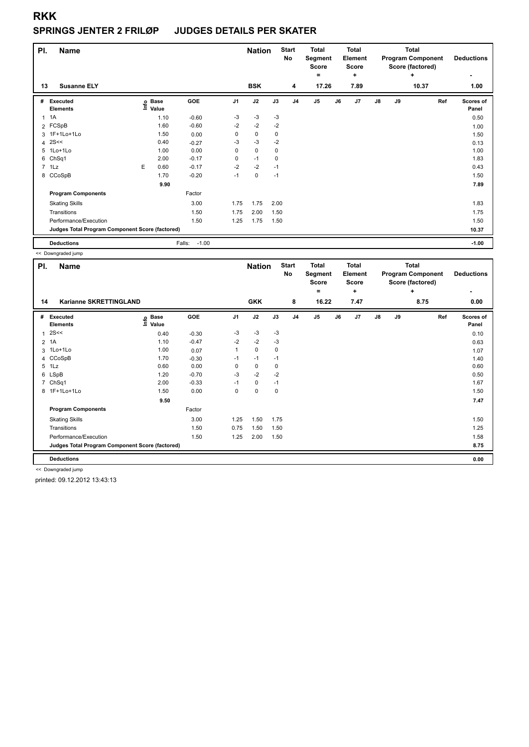# RKK

## SPRINGS JENTER 2 FRILØP JUDGES DETAILS PER SKATER

| Pl. | Name | Nation | Start No | Total Segment Score = | Total Element Score + | Total Program Component Score (factored) + | Deductions - |
|---|---|---|---|---|---|---|---|
| 13 | Susanne ELY | BSK | 4 | 17.26 | 7.89 | 10.37 | 1.00 |

| # | Executed Elements | Info | Base Value | GOE | J1 | J2 | J3 | J4 | J5 | J6 | J7 | J8 | J9 | Ref | Scores of Panel |
|---|---|---|---|---|---|---|---|---|---|---|---|---|---|---|---|
| 1 | 1A | | 1.10 | -0.60 | -3 | -3 | -3 | | | | | | | | 0.50 |
| 2 | FCSpB | | 1.60 | -0.60 | -2 | -2 | -2 | | | | | | | | 1.00 |
| 3 | 1F+1Lo+1Lo | | 1.50 | 0.00 | 0 | 0 | 0 | | | | | | | | 1.50 |
| 4 | 2S<< | | 0.40 | -0.27 | -3 | -3 | -2 | | | | | | | | 0.13 |
| 5 | 1Lo+1Lo | | 1.00 | 0.00 | 0 | 0 | 0 | | | | | | | | 1.00 |
| 6 | ChSq1 | | 2.00 | -0.17 | 0 | -1 | 0 | | | | | | | | 1.83 |
| 7 | 1Lz | E | 0.60 | -0.17 | -2 | -2 | -1 | | | | | | | | 0.43 |
| 8 | CCoSpB | | 1.70 | -0.20 | -1 | 0 | -1 | | | | | | | | 1.50 |
| | | | 9.90 | | | | | | | | | | | | 7.89 |
| | **Program Components** | | | Factor | | | | | | | | | | | |
| | Skating Skills | | | 3.00 | 1.75 | 1.75 | 2.00 | | | | | | | | 1.83 |
| | Transitions | | | 1.50 | 1.75 | 2.00 | 1.50 | | | | | | | | 1.75 |
| | Performance/Execution | | | 1.50 | 1.25 | 1.75 | 1.50 | | | | | | | | 1.50 |
| | **Judges Total Program Component Score (factored)** | | | | | | | | | | | | | | 10.37 |
| | **Deductions** | | | Falls: -1.00 | | | | | | | | | | | -1.00 |

<< Downgraded jump

| Pl. | Name | Nation | Start No | Total Segment Score = | Total Element Score + | Total Program Component Score (factored) + | Deductions - |
|---|---|---|---|---|---|---|---|
| 14 | Karianne SKRETTINGLAND | GKK | 8 | 16.22 | 7.47 | 8.75 | 0.00 |

| # | Executed Elements | Info | Base Value | GOE | J1 | J2 | J3 | J4 | J5 | J6 | J7 | J8 | J9 | Ref | Scores of Panel |
|---|---|---|---|---|---|---|---|---|---|---|---|---|---|---|---|
| 1 | 2S<< | | 0.40 | -0.30 | -3 | -3 | -3 | | | | | | | | 0.10 |
| 2 | 1A | | 1.10 | -0.47 | -2 | -2 | -3 | | | | | | | | 0.63 |
| 3 | 1Lo+1Lo | | 1.00 | 0.07 | 1 | 0 | 0 | | | | | | | | 1.07 |
| 4 | CCoSpB | | 1.70 | -0.30 | -1 | -1 | -1 | | | | | | | | 1.40 |
| 5 | 1Lz | | 0.60 | 0.00 | 0 | 0 | 0 | | | | | | | | 0.60 |
| 6 | LSpB | | 1.20 | -0.70 | -3 | -2 | -2 | | | | | | | | 0.50 |
| 7 | ChSq1 | | 2.00 | -0.33 | -1 | 0 | -1 | | | | | | | | 1.67 |
| 8 | 1F+1Lo+1Lo | | 1.50 | 0.00 | 0 | 0 | 0 | | | | | | | | 1.50 |
| | | | 9.50 | | | | | | | | | | | | 7.47 |
| | **Program Components** | | | Factor | | | | | | | | | | | |
| | Skating Skills | | | 3.00 | 1.25 | 1.50 | 1.75 | | | | | | | | 1.50 |
| | Transitions | | | 1.50 | 0.75 | 1.50 | 1.50 | | | | | | | | 1.25 |
| | Performance/Execution | | | 1.50 | 1.25 | 2.00 | 1.50 | | | | | | | | 1.58 |
| | **Judges Total Program Component Score (factored)** | | | | | | | | | | | | | | 8.75 |
| | **Deductions** | | | | | | | | | | | | | | 0.00 |

<< Downgraded jump

printed: 09.12.2012 13:43:13